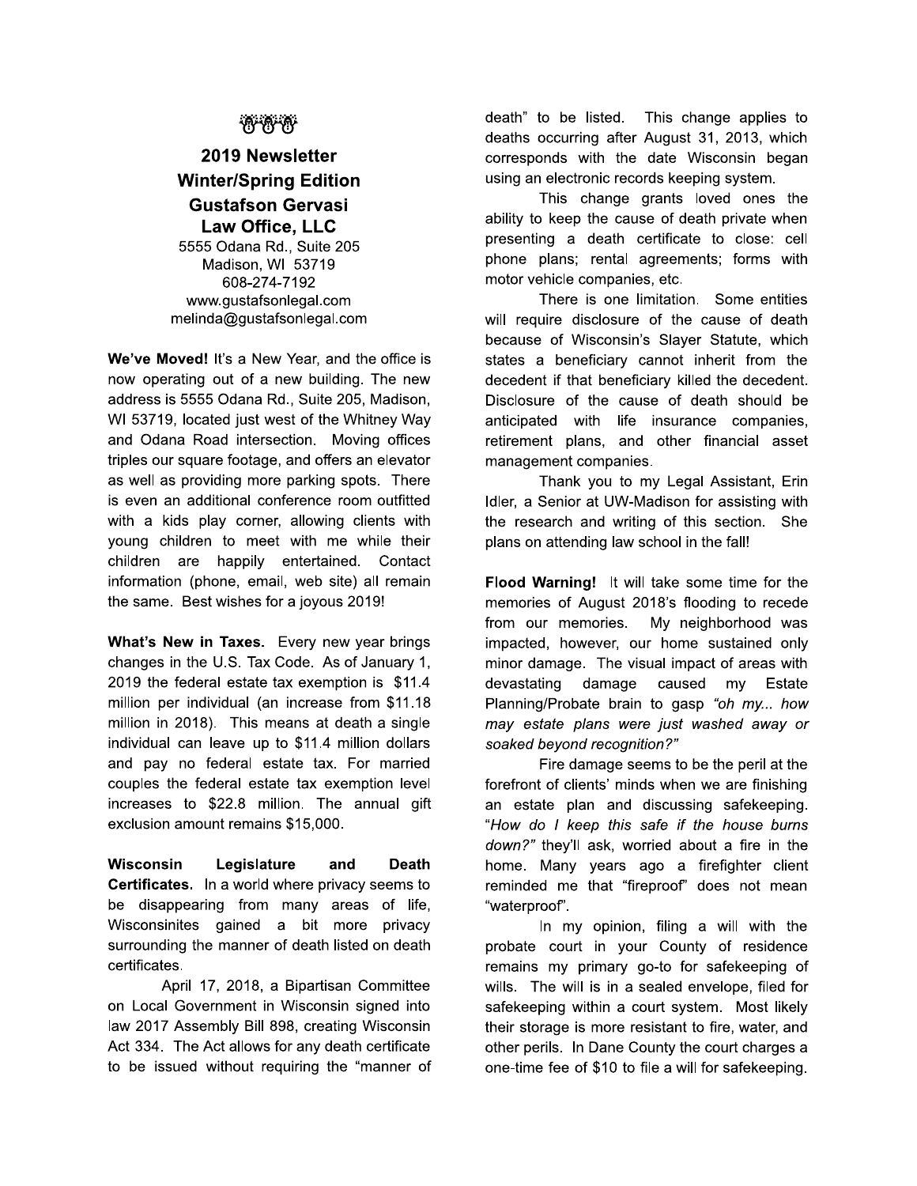# 2019 Newsletter
## Winter/Spring Edition
## Gustafson Gervasi Law Office, LLC

5555 Odana Rd., Suite 205
Madison, WI 53719
608-274-7192
www.gustafsonlegal.com
melinda@gustafsonlegal.com

**We've Moved!** It's a New Year, and the office is now operating out of a new building. The new address is 5555 Odana Rd., Suite 205, Madison, WI 53719, located just west of the Whitney Way and Odana Road intersection. Moving offices triples our square footage, and offers an elevator as well as providing more parking spots. There is even an additional conference room outfitted with a kids play corner, allowing clients with young children to meet with me while their children are happily entertained. Contact information (phone, email, web site) all remain the same. Best wishes for a joyous 2019!

**What's New in Taxes.** Every new year brings changes in the U.S. Tax Code. As of January 1, 2019 the federal estate tax exemption is $11.4 million per individual (an increase from $11.18 million in 2018). This means at death a single individual can leave up to $11.4 million dollars and pay no federal estate tax. For married couples the federal estate tax exemption level increases to $22.8 million. The annual gift exclusion amount remains $15,000.

**Wisconsin Legislature and Death Certificates.** In a world where privacy seems to be disappearing from many areas of life, Wisconsinites gained a bit more privacy surrounding the manner of death listed on death certificates.

April 17, 2018, a Bipartisan Committee on Local Government in Wisconsin signed into law 2017 Assembly Bill 898, creating Wisconsin Act 334. The Act allows for any death certificate to be issued without requiring the "manner of death" to be listed. This change applies to deaths occurring after August 31, 2013, which corresponds with the date Wisconsin began using an electronic records keeping system.

This change grants loved ones the ability to keep the cause of death private when presenting a death certificate to close: cell phone plans; rental agreements; forms with motor vehicle companies, etc.

There is one limitation. Some entities will require disclosure of the cause of death because of Wisconsin's Slayer Statute, which states a beneficiary cannot inherit from the decedent if that beneficiary killed the decedent. Disclosure of the cause of death should be anticipated with life insurance companies, retirement plans, and other financial asset management companies.

Thank you to my Legal Assistant, Erin Idler, a Senior at UW-Madison for assisting with the research and writing of this section. She plans on attending law school in the fall!

**Flood Warning!** It will take some time for the memories of August 2018's flooding to recede from our memories. My neighborhood was impacted, however, our home sustained only minor damage. The visual impact of areas with devastating damage caused my Estate Planning/Probate brain to gasp *"oh my... how may estate plans were just washed away or soaked beyond recognition?"*

Fire damage seems to be the peril at the forefront of clients' minds when we are finishing an estate plan and discussing safekeeping. *"How do I keep this safe if the house burns down?"* they'll ask, worried about a fire in the home. Many years ago a firefighter client reminded me that "fireproof" does not mean "waterproof".

In my opinion, filing a will with the probate court in your County of residence remains my primary go-to for safekeeping of wills. The will is in a sealed envelope, filed for safekeeping within a court system. Most likely their storage is more resistant to fire, water, and other perils. In Dane County the court charges a one-time fee of $10 to file a will for safekeeping.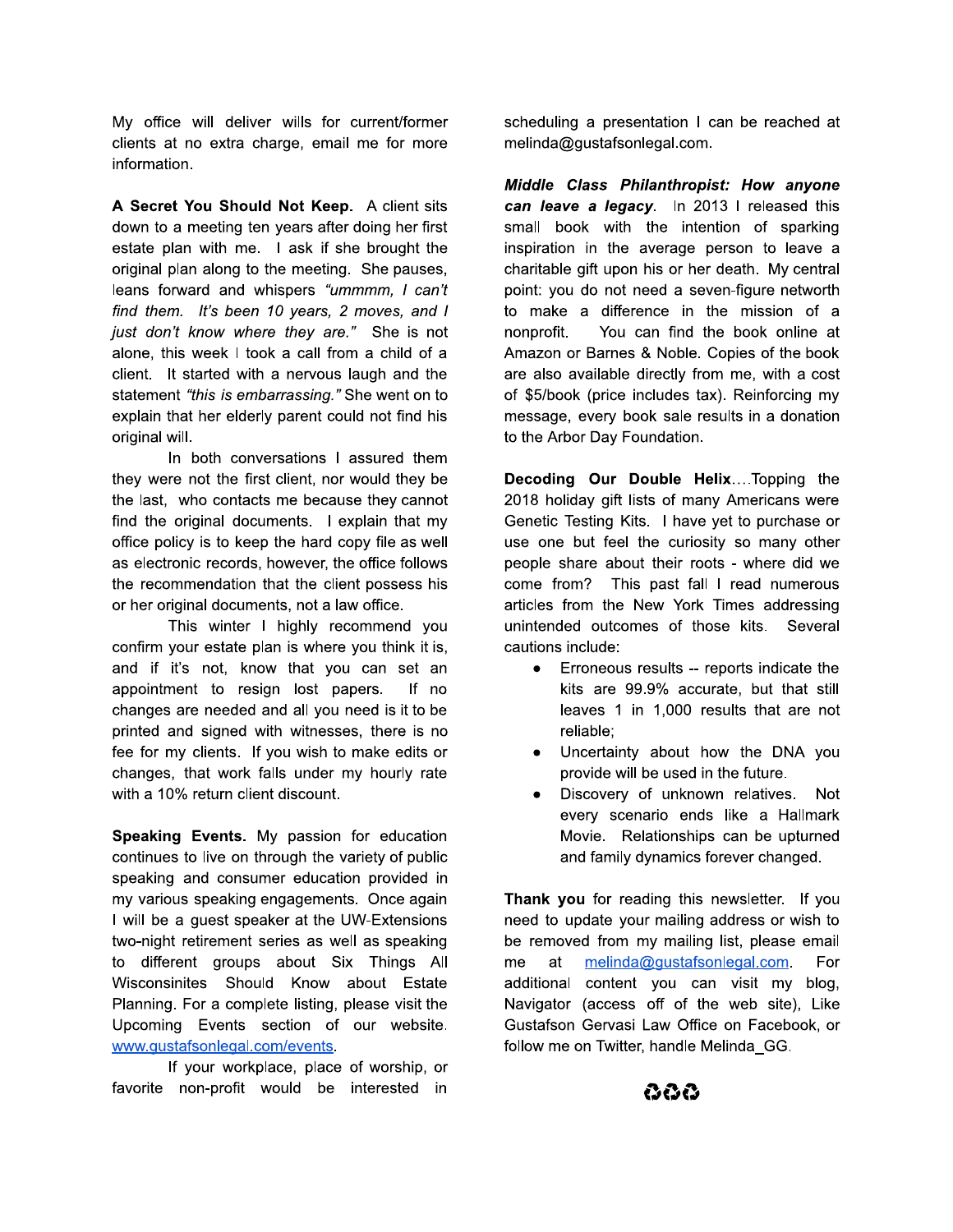My office will deliver wills for current/former clients at no extra charge, email me for more information.

**A Secret You Should Not Keep.** A client sits down to a meeting ten years after doing her first estate plan with me. I ask if she brought the original plan along to the meeting. She pauses, leans forward and whispers *"ummmm, I can't find them. It's been 10 years, 2 moves, and I just don't know where they are."* She is not alone, this week I took a call from a child of a client. It started with a nervous laugh and the statement *"this is embarrassing."* She went on to explain that her elderly parent could not find his original will.

In both conversations I assured them they were not the first client, nor would they be the last, who contacts me because they cannot find the original documents. I explain that my office policy is to keep the hard copy file as well as electronic records, however, the office follows the recommendation that the client possess his or her original documents, not a law office.

This winter I highly recommend you confirm your estate plan is where you think it is, and if it's not, know that you can set an appointment to resign lost papers. If no changes are needed and all you need is it to be printed and signed with witnesses, there is no fee for my clients. If you wish to make edits or changes, that work falls under my hourly rate with a 10% return client discount.

**Speaking Events.** My passion for education continues to live on through the variety of public speaking and consumer education provided in my various speaking engagements. Once again I will be a guest speaker at the UW-Extensions two-night retirement series as well as speaking to different groups about Six Things All Wisconsinites Should Know about Estate Planning. For a complete listing, please visit the Upcoming Events section of our website. www.gustafsonlegal.com/events.

If your workplace, place of worship, or favorite non-profit would be interested in scheduling a presentation I can be reached at melinda@gustafsonlegal.com.

***Middle Class Philanthropist: How anyone can leave a legacy***. In 2013 I released this small book with the intention of sparking inspiration in the average person to leave a charitable gift upon his or her death. My central point: you do not need a seven-figure networth to make a difference in the mission of a nonprofit. You can find the book online at Amazon or Barnes & Noble. Copies of the book are also available directly from me, with a cost of $5/book (price includes tax). Reinforcing my message, every book sale results in a donation to the Arbor Day Foundation.

**Decoding Our Double Helix**....Topping the 2018 holiday gift lists of many Americans were Genetic Testing Kits. I have yet to purchase or use one but feel the curiosity so many other people share about their roots - where did we come from? This past fall I read numerous articles from the New York Times addressing unintended outcomes of those kits. Several cautions include:

- Erroneous results -- reports indicate the kits are 99.9% accurate, but that still leaves 1 in 1,000 results that are not reliable;
- Uncertainty about how the DNA you provide will be used in the future.
- Discovery of unknown relatives. Not every scenario ends like a Hallmark Movie. Relationships can be upturned and family dynamics forever changed.

**Thank you** for reading this newsletter. If you need to update your mailing address or wish to be removed from my mailing list, please email me at melinda@gustafsonlegal.com. For additional content you can visit my blog, Navigator (access off of the web site), Like Gustafson Gervasi Law Office on Facebook, or follow me on Twitter, handle Melinda_GG.

♻♻♻